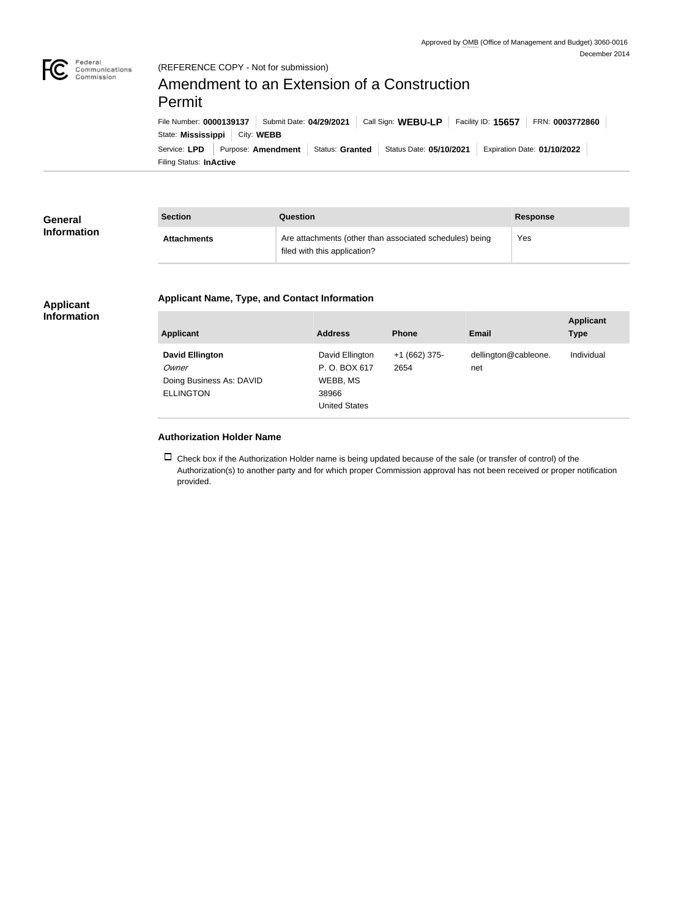Approved by OMB (Office of Management and Budget) 3060-0016
December 2014

(REFERENCE COPY - Not for submission)

# Amendment to an Extension of a Construction Permit

File Number: **0000139137** | Submit Date: **04/29/2021** | Call Sign: **WEBU-LP** | Facility ID: **15657** | FRN: **0003772860**

State: **Mississippi** | City: **WEBB**

Service: **LPD** | Purpose: **Amendment** | Status: **Granted** | Status Date: **05/10/2021** | Expiration Date: **01/10/2022**

Filing Status: **InActive**

## General Information

| Section | Question | Response |
| --- | --- | --- |
| **Attachments** | Are attachments (other than associated schedules) being filed with this application? | Yes |

## Applicant Information

### Applicant Name, Type, and Contact Information

| Applicant | Address | Phone | Email | Applicant Type |
| --- | --- | --- | --- | --- |
| **David Ellington**<br>*Owner*<br>Doing Business As: DAVID ELLINGTON | David Ellington<br>P. O. BOX 617<br>WEBB, MS<br>38966<br>United States | +1 (662) 375-2654 | dellington@cableone.net | Individual |

### Authorization Holder Name

☐ Check box if the Authorization Holder name is being updated because of the sale (or transfer of control) of the Authorization(s) to another party and for which proper Commission approval has not been received or proper notification provided.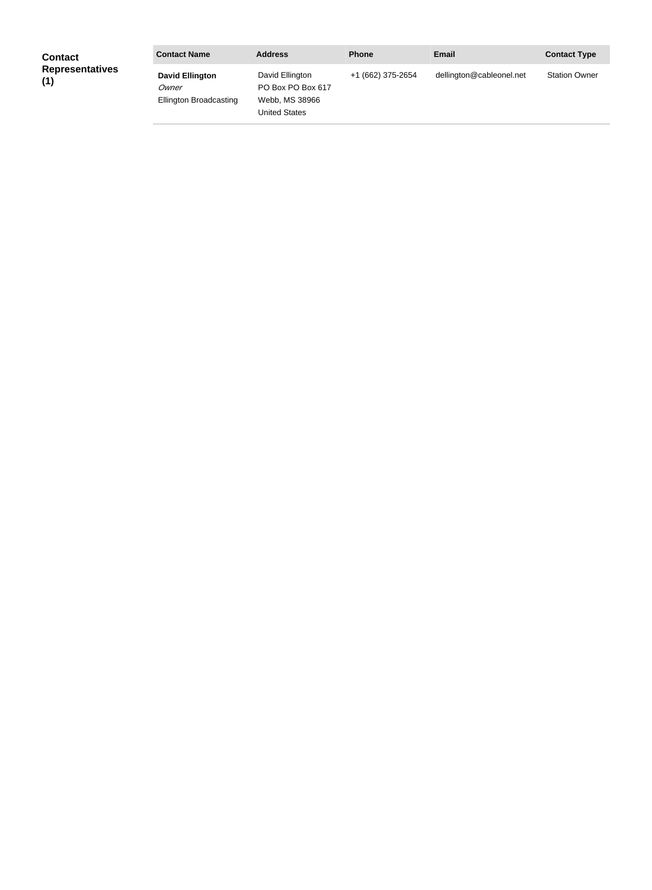**Contact Representatives (1)**

| Contact Name | Address | Phone | Email | Contact Type |
|---|---|---|---|---|
| **David Ellington**<br>*Owner*<br>Ellington Broadcasting | David Ellington<br>PO Box PO Box 617<br>Webb, MS 38966<br>United States | +1 (662) 375-2654 | dellington@cableonel.net | Station Owner |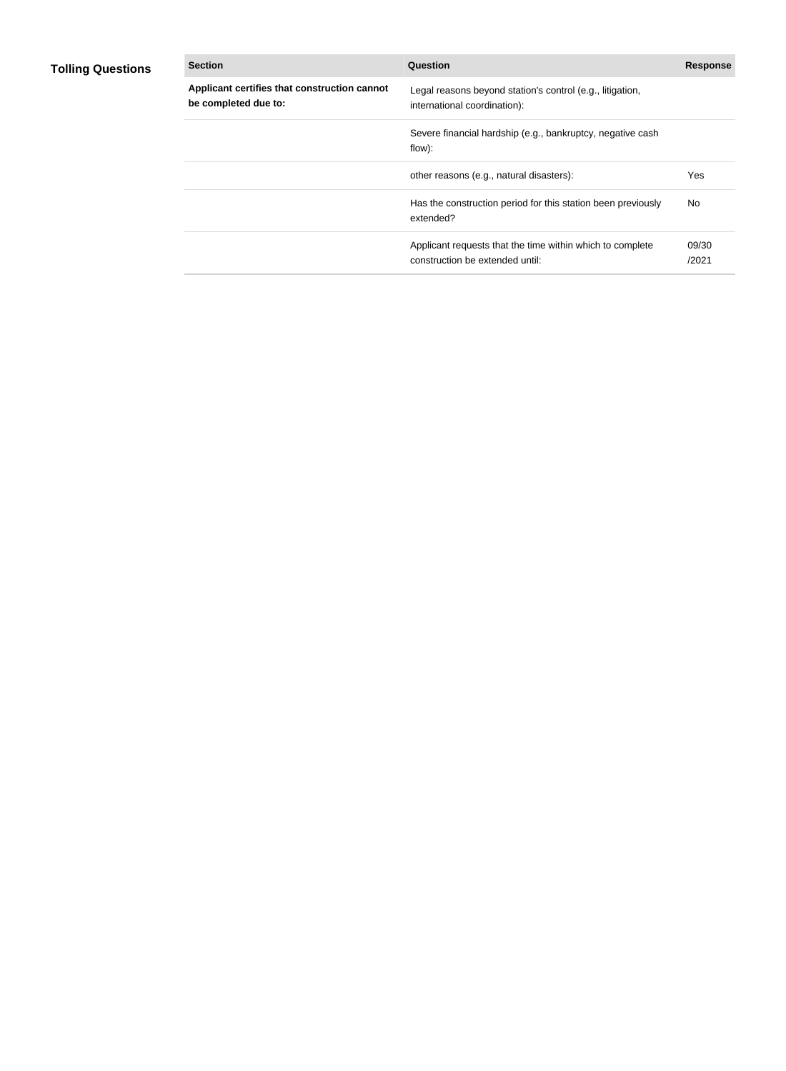## Tolling Questions

| Section | Question | Response |
| --- | --- | --- |
| **Applicant certifies that construction cannot be completed due to:** | Legal reasons beyond station's control (e.g., litigation, international coordination): | |
| | Severe financial hardship (e.g., bankruptcy, negative cash flow): | |
| | other reasons (e.g., natural disasters): | Yes |
| | Has the construction period for this station been previously extended? | No |
| | Applicant requests that the time within which to complete construction be extended until: | 09/30/2021 |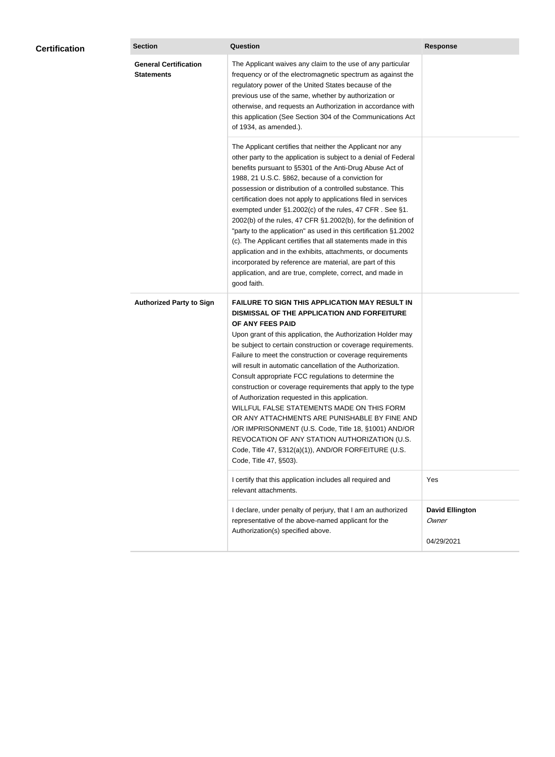## Certification

| Section | Question | Response |
| --- | --- | --- |
| **General Certification Statements** | The Applicant waives any claim to the use of any particular frequency or of the electromagnetic spectrum as against the regulatory power of the United States because of the previous use of the same, whether by authorization or otherwise, and requests an Authorization in accordance with this application (See Section 304 of the Communications Act of 1934, as amended.). | |
| | The Applicant certifies that neither the Applicant nor any other party to the application is subject to a denial of Federal benefits pursuant to §5301 of the Anti-Drug Abuse Act of 1988, 21 U.S.C. §862, because of a conviction for possession or distribution of a controlled substance. This certification does not apply to applications filed in services exempted under §1.2002(c) of the rules, 47 CFR . See §1. 2002(b) of the rules, 47 CFR §1.2002(b), for the definition of "party to the application" as used in this certification §1.2002 (c). The Applicant certifies that all statements made in this application and in the exhibits, attachments, or documents incorporated by reference are material, are part of this application, and are true, complete, correct, and made in good faith. | |
| **Authorized Party to Sign** | **FAILURE TO SIGN THIS APPLICATION MAY RESULT IN DISMISSAL OF THE APPLICATION AND FORFEITURE OF ANY FEES PAID** Upon grant of this application, the Authorization Holder may be subject to certain construction or coverage requirements. Failure to meet the construction or coverage requirements will result in automatic cancellation of the Authorization. Consult appropriate FCC regulations to determine the construction or coverage requirements that apply to the type of Authorization requested in this application. WILLFUL FALSE STATEMENTS MADE ON THIS FORM OR ANY ATTACHMENTS ARE PUNISHABLE BY FINE AND /OR IMPRISONMENT (U.S. Code, Title 18, §1001) AND/OR REVOCATION OF ANY STATION AUTHORIZATION (U.S. Code, Title 47, §312(a)(1)), AND/OR FORFEITURE (U.S. Code, Title 47, §503). | |
| | I certify that this application includes all required and relevant attachments. | Yes |
| | I declare, under penalty of perjury, that I am an authorized representative of the above-named applicant for the Authorization(s) specified above. | **David Ellington** *Owner* 04/29/2021 |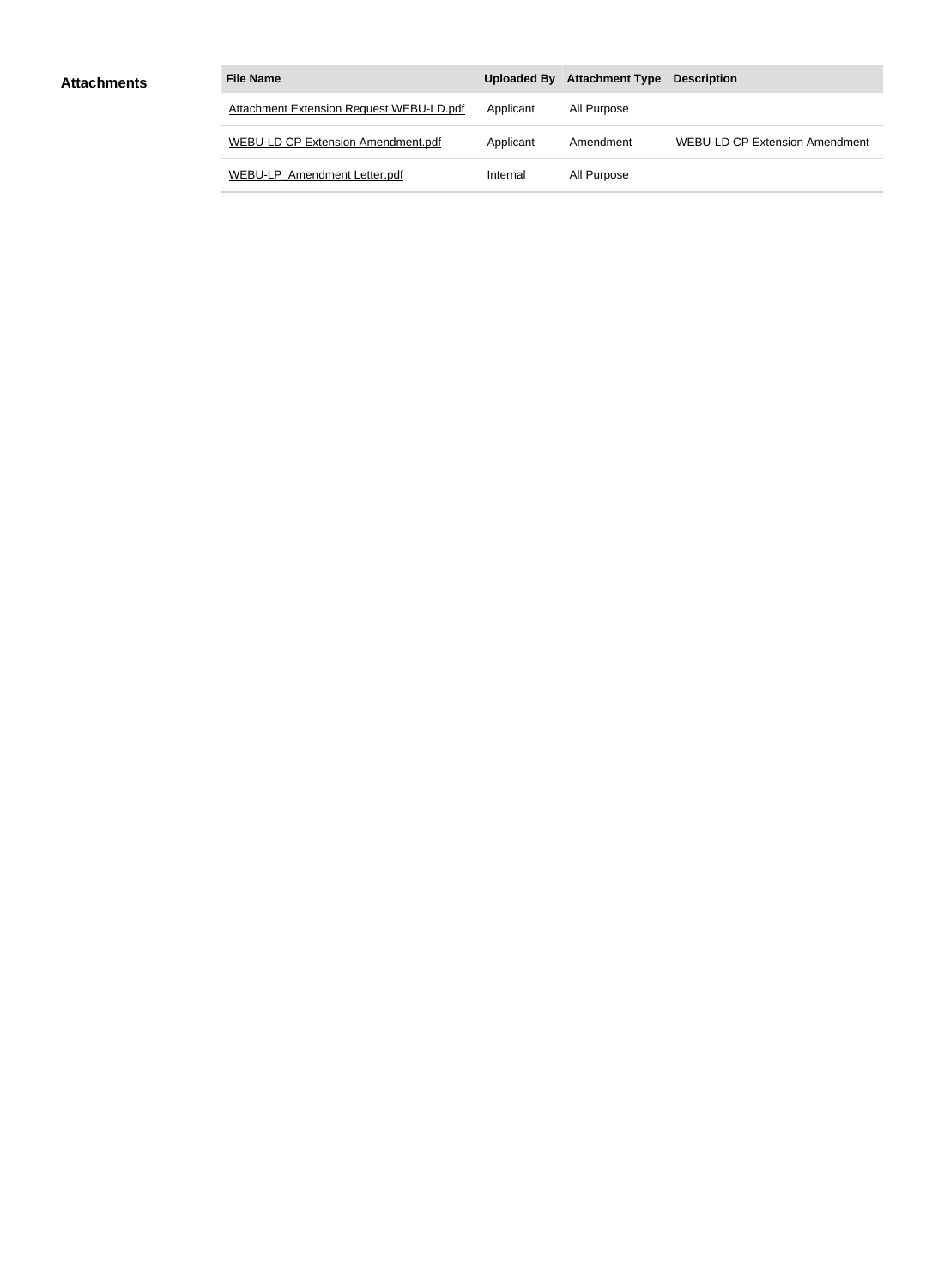**Attachments**

| File Name | Uploaded By | Attachment Type | Description |
|---|---|---|---|
| Attachment Extension Request WEBU-LD.pdf | Applicant | All Purpose | |
| WEBU-LD CP Extension Amendment.pdf | Applicant | Amendment | WEBU-LD CP Extension Amendment |
| WEBU-LP_Amendment Letter.pdf | Internal | All Purpose | |